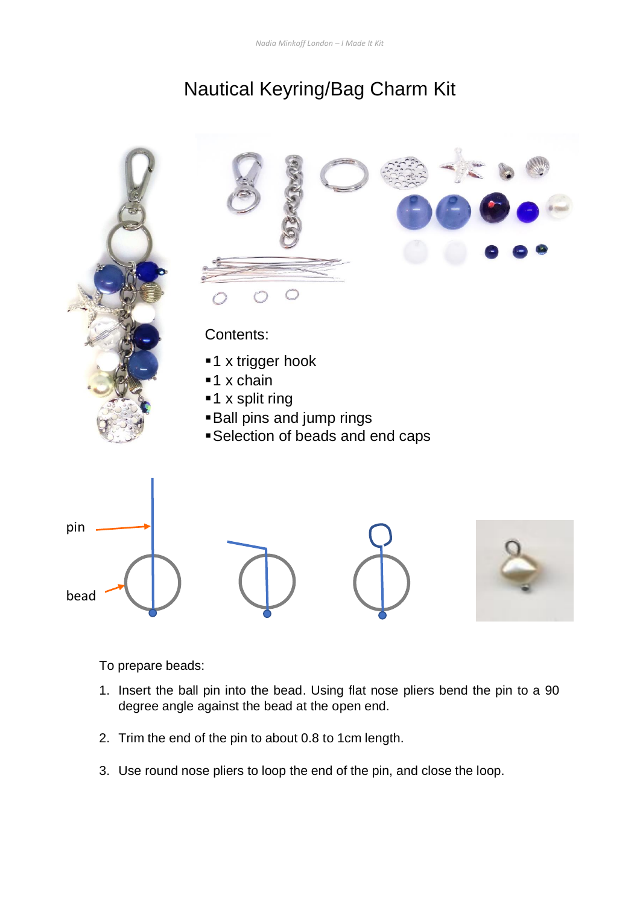# Nautical Keyring/Bag Charm Kit

Contents:

- 1 x trigger hook
- 1 x chain
- 1 x split ring
- Ball pins and jump rings
- Selection of beads and end caps

pin

bead

To prepare beads:

1. Insert the ball pin into the bead. Using flat nose pliers bend the pin to a 90 degree angle against the bead at the open end.

2. Trim the end of the pin to about 0.8 to 1cm length.

3. Use round nose pliers to loop the end of the pin, and close the loop.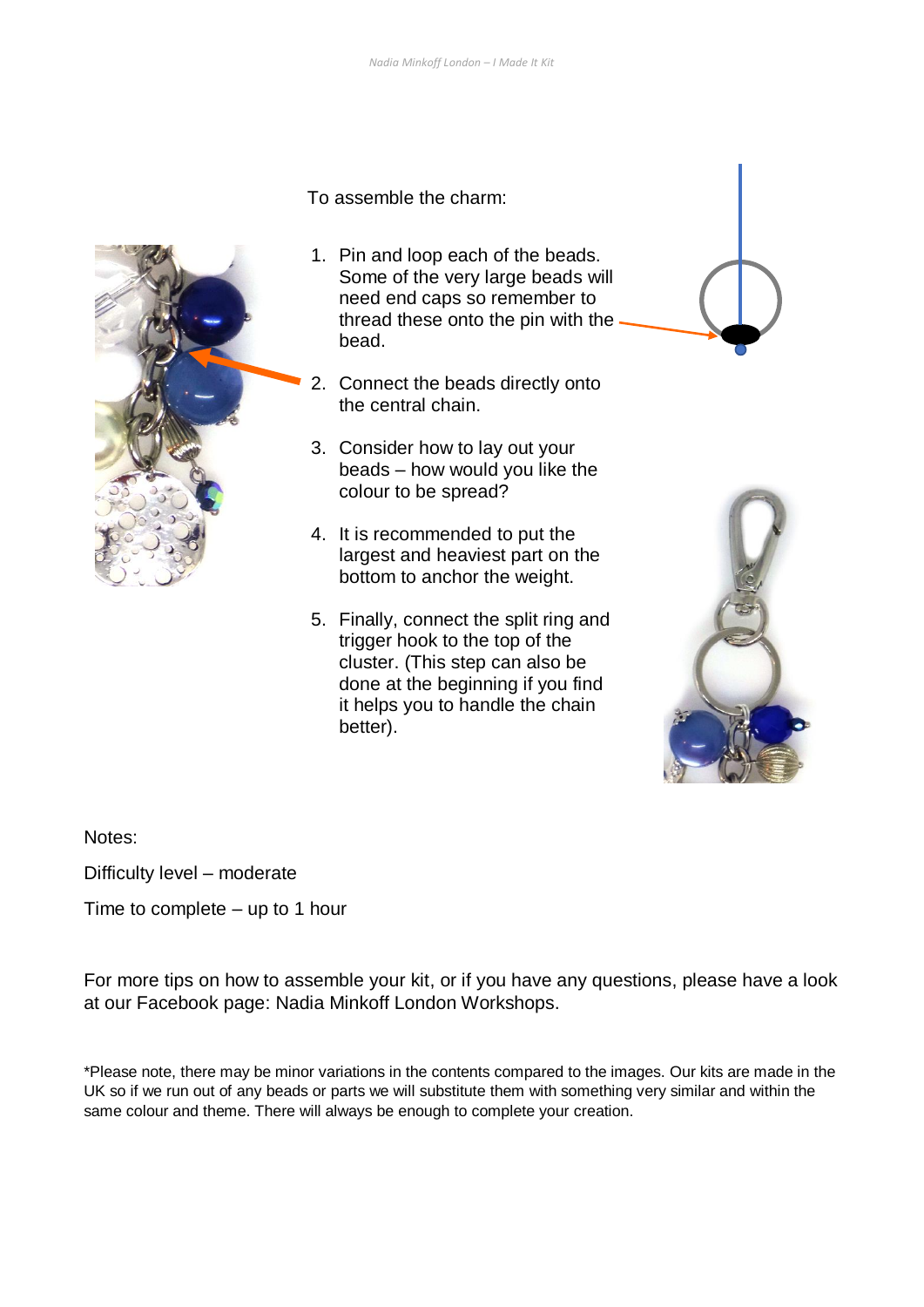To assemble the charm:

1. Pin and loop each of the beads. Some of the very large beads will need end caps so remember to thread these onto the pin with the bead.
2. Connect the beads directly onto the central chain.
3. Consider how to lay out your beads – how would you like the colour to be spread?
4. It is recommended to put the largest and heaviest part on the bottom to anchor the weight.
5. Finally, connect the split ring and trigger hook to the top of the cluster. (This step can also be done at the beginning if you find it helps you to handle the chain better).

Notes:

Difficulty level – moderate

Time to complete – up to 1 hour

For more tips on how to assemble your kit, or if you have any questions, please have a look at our Facebook page: Nadia Minkoff London Workshops.

*Please note, there may be minor variations in the contents compared to the images. Our kits are made in the UK so if we run out of any beads or parts we will substitute them with something very similar and within the same colour and theme. There will always be enough to complete your creation.